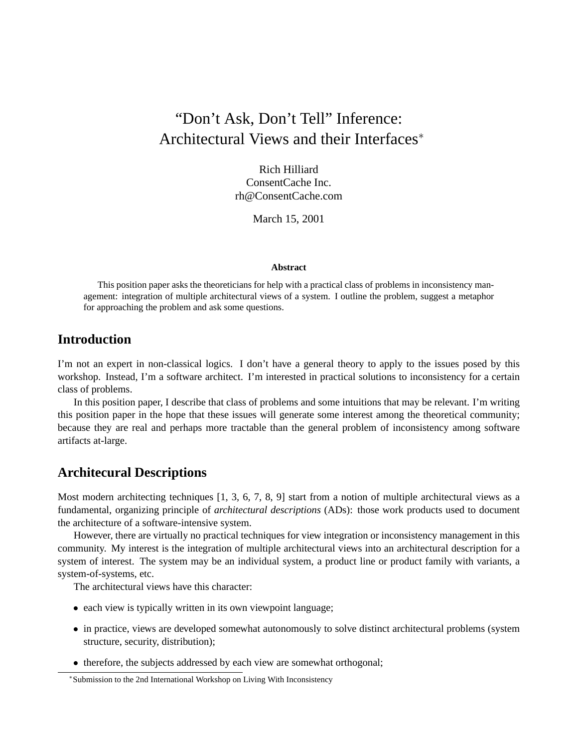# "Don't Ask, Don't Tell" Inference: Architectural Views and their Interfaces*

Rich Hilliard
ConsentCache Inc.
rh@ConsentCache.com

March 15, 2001

**Abstract**

This position paper asks the theoreticians for help with a practical class of problems in inconsistency management: integration of multiple architectural views of a system. I outline the problem, suggest a metaphor for approaching the problem and ask some questions.

## Introduction

I'm not an expert in non-classical logics. I don't have a general theory to apply to the issues posed by this workshop. Instead, I'm a software architect. I'm interested in practical solutions to inconsistency for a certain class of problems.

In this position paper, I describe that class of problems and some intuitions that may be relevant. I'm writing this position paper in the hope that these issues will generate some interest among the theoretical community; because they are real and perhaps more tractable than the general problem of inconsistency among software artifacts at-large.

## Architecural Descriptions

Most modern architecting techniques [1, 3, 6, 7, 8, 9] start from a notion of multiple architectural views as a fundamental, organizing principle of *architectural descriptions* (ADs): those work products used to document the architecture of a software-intensive system.

However, there are virtually no practical techniques for view integration or inconsistency management in this community. My interest is the integration of multiple architectural views into an architectural description for a system of interest. The system may be an individual system, a product line or product family with variants, a system-of-systems, etc.

The architectural views have this character:

- each view is typically written in its own viewpoint language;
- in practice, views are developed somewhat autonomously to solve distinct architectural problems (system structure, security, distribution);
- therefore, the subjects addressed by each view are somewhat orthogonal;

*Submission to the 2nd International Workshop on Living With Inconsistency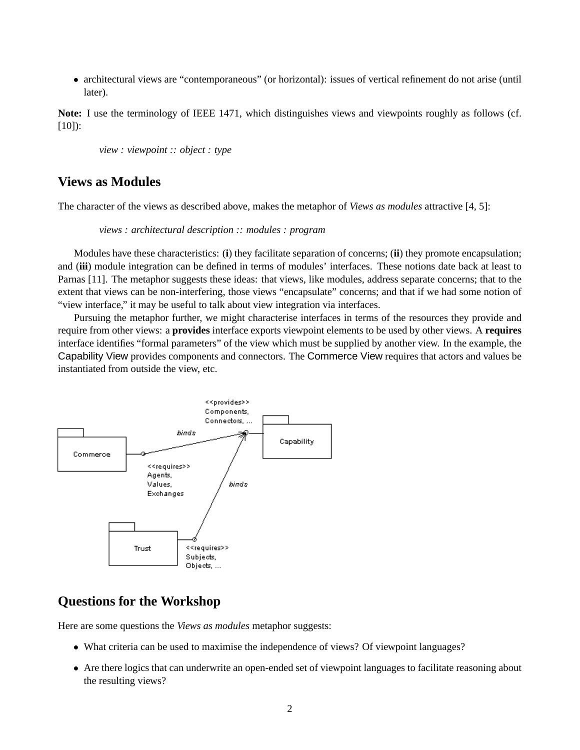- architectural views are "contemporaneous" (or horizontal): issues of vertical refinement do not arise (until later).

**Note:** I use the terminology of IEEE 1471, which distinguishes views and viewpoints roughly as follows (cf. [10]):

> *view : viewpoint :: object : type*

## Views as Modules

The character of the views as described above, makes the metaphor of *Views as modules* attractive [4, 5]:

> *views : architectural description :: modules : program*

Modules have these characteristics: (**i**) they facilitate separation of concerns; (**ii**) they promote encapsulation; and (**iii**) module integration can be defined in terms of modules' interfaces. These notions date back at least to Parnas [11]. The metaphor suggests these ideas: that views, like modules, address separate concerns; that to the extent that views can be non-interfering, those views "encapsulate" concerns; and that if we had some notion of "view interface," it may be useful to talk about view integration via interfaces.

Pursuing the metaphor further, we might characterise interfaces in terms of the resources they provide and require from other views: a **provides** interface exports viewpoint elements to be used by other views. A **requires** interface identifies "formal parameters" of the view which must be supplied by another view. In the example, the Capability View provides components and connectors. The Commerce View requires that actors and values be instantiated from outside the view, etc.

## Questions for the Workshop

Here are some questions the *Views as modules* metaphor suggests:

- What criteria can be used to maximise the independence of views? Of viewpoint languages?
- Are there logics that can underwrite an open-ended set of viewpoint languages to facilitate reasoning about the resulting views?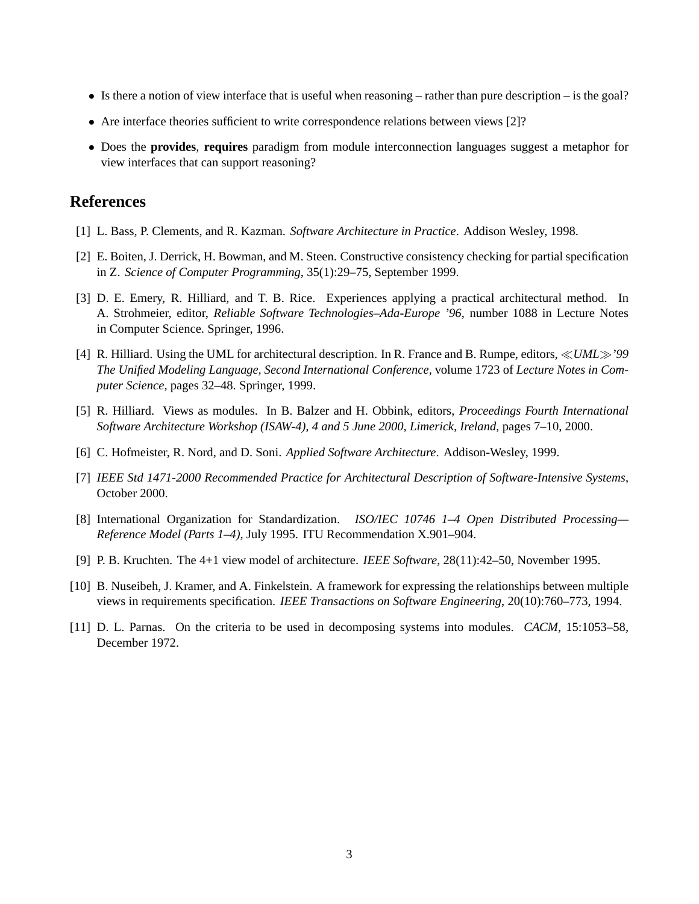- Is there a notion of view interface that is useful when reasoning – rather than pure description – is the goal?
- Are interface theories sufficient to write correspondence relations between views [2]?
- Does the **provides**, **requires** paradigm from module interconnection languages suggest a metaphor for view interfaces that can support reasoning?

## References

[1] L. Bass, P. Clements, and R. Kazman. *Software Architecture in Practice*. Addison Wesley, 1998.

[2] E. Boiten, J. Derrick, H. Bowman, and M. Steen. Constructive consistency checking for partial specification in Z. *Science of Computer Programming*, 35(1):29–75, September 1999.

[3] D. E. Emery, R. Hilliard, and T. B. Rice. Experiences applying a practical architectural method. In A. Strohmeier, editor, *Reliable Software Technologies–Ada-Europe '96*, number 1088 in Lecture Notes in Computer Science. Springer, 1996.

[4] R. Hilliard. Using the UML for architectural description. In R. France and B. Rumpe, editors, *≪UML≫'99 The Unified Modeling Language, Second International Conference*, volume 1723 of *Lecture Notes in Computer Science*, pages 32–48. Springer, 1999.

[5] R. Hilliard. Views as modules. In B. Balzer and H. Obbink, editors, *Proceedings Fourth International Software Architecture Workshop (ISAW-4), 4 and 5 June 2000, Limerick, Ireland*, pages 7–10, 2000.

[6] C. Hofmeister, R. Nord, and D. Soni. *Applied Software Architecture*. Addison-Wesley, 1999.

[7] *IEEE Std 1471-2000 Recommended Practice for Architectural Description of Software-Intensive Systems*, October 2000.

[8] International Organization for Standardization. *ISO/IEC 10746 1–4 Open Distributed Processing—Reference Model (Parts 1–4)*, July 1995. ITU Recommendation X.901–904.

[9] P. B. Kruchten. The 4+1 view model of architecture. *IEEE Software*, 28(11):42–50, November 1995.

[10] B. Nuseibeh, J. Kramer, and A. Finkelstein. A framework for expressing the relationships between multiple views in requirements specification. *IEEE Transactions on Software Engineering*, 20(10):760–773, 1994.

[11] D. L. Parnas. On the criteria to be used in decomposing systems into modules. *CACM*, 15:1053–58, December 1972.